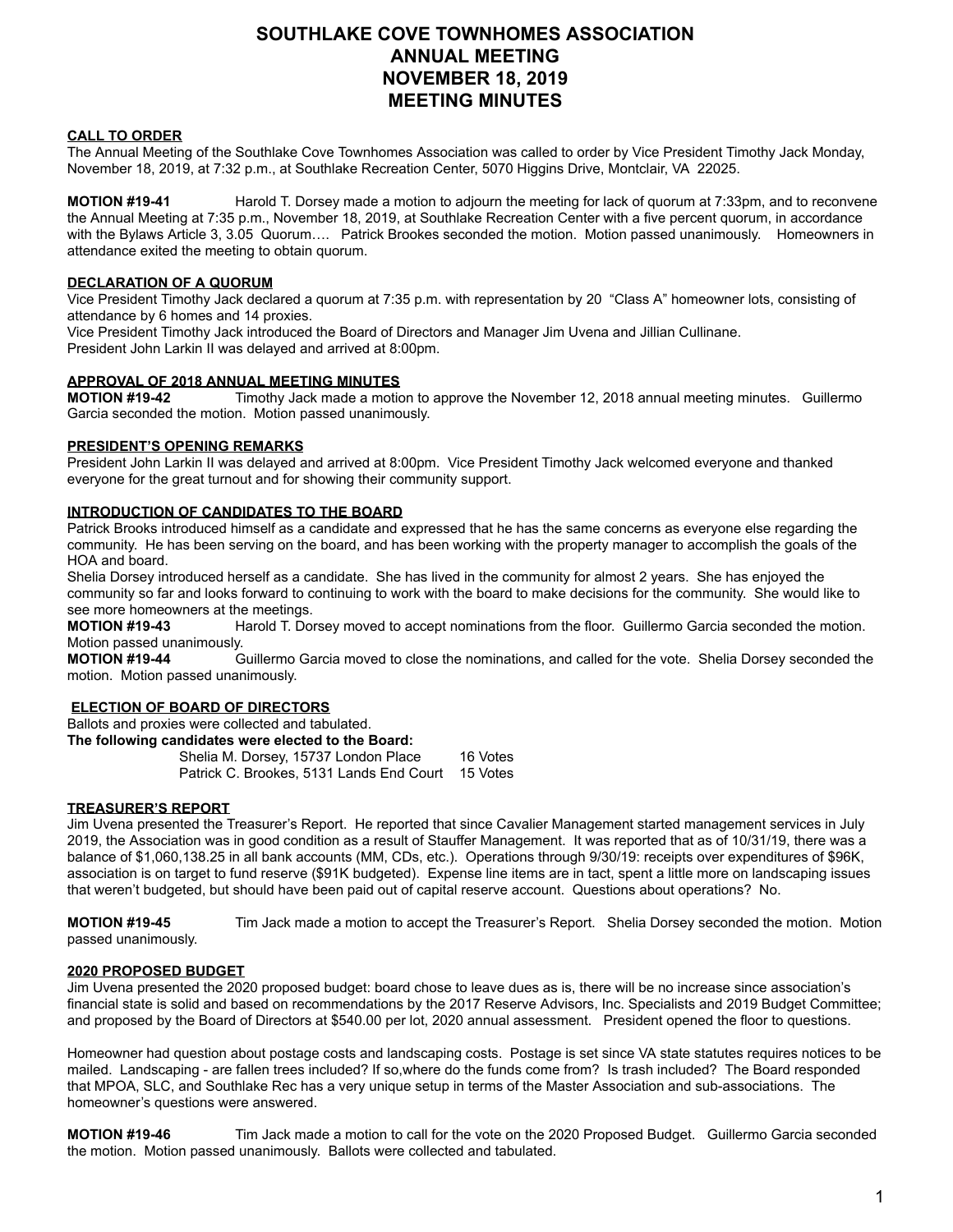# SOUTHLAKE COVE TOWNHOMES ASSOCIATION
# ANNUAL MEETING
# NOVEMBER 18, 2019
# MEETING MINUTES

## CALL TO ORDER

The Annual Meeting of the Southlake Cove Townhomes Association was called to order by Vice President Timothy Jack Monday, November 18, 2019, at 7:32 p.m., at Southlake Recreation Center, 5070 Higgins Drive, Montclair, VA 22025.

**MOTION #19-41** Harold T. Dorsey made a motion to adjourn the meeting for lack of quorum at 7:33pm, and to reconvene the Annual Meeting at 7:35 p.m., November 18, 2019, at Southlake Recreation Center with a five percent quorum, in accordance with the Bylaws Article 3, 3.05 Quorum…. Patrick Brookes seconded the motion. Motion passed unanimously. Homeowners in attendance exited the meeting to obtain quorum.

## DECLARATION OF A QUORUM

Vice President Timothy Jack declared a quorum at 7:35 p.m. with representation by 20 "Class A" homeowner lots, consisting of attendance by 6 homes and 14 proxies.
Vice President Timothy Jack introduced the Board of Directors and Manager Jim Uvena and Jillian Cullinane.
President John Larkin II was delayed and arrived at 8:00pm.

## APPROVAL OF 2018 ANNUAL MEETING MINUTES

**MOTION #19-42** Timothy Jack made a motion to approve the November 12, 2018 annual meeting minutes. Guillermo Garcia seconded the motion. Motion passed unanimously.

## PRESIDENT'S OPENING REMARKS

President John Larkin II was delayed and arrived at 8:00pm. Vice President Timothy Jack welcomed everyone and thanked everyone for the great turnout and for showing their community support.

## INTRODUCTION OF CANDIDATES TO THE BOARD

Patrick Brooks introduced himself as a candidate and expressed that he has the same concerns as everyone else regarding the community. He has been serving on the board, and has been working with the property manager to accomplish the goals of the HOA and board.
Shelia Dorsey introduced herself as a candidate. She has lived in the community for almost 2 years. She has enjoyed the community so far and looks forward to continuing to work with the board to make decisions for the community. She would like to see more homeowners at the meetings.

**MOTION #19-43** Harold T. Dorsey moved to accept nominations from the floor. Guillermo Garcia seconded the motion. Motion passed unanimously.

**MOTION #19-44** Guillermo Garcia moved to close the nominations, and called for the vote. Shelia Dorsey seconded the motion. Motion passed unanimously.

## ELECTION OF BOARD OF DIRECTORS

Ballots and proxies were collected and tabulated.
**The following candidates were elected to the Board:**

Shelia M. Dorsey, 15737 London Place 16 Votes
Patrick C. Brookes, 5131 Lands End Court 15 Votes

## TREASURER'S REPORT

Jim Uvena presented the Treasurer's Report. He reported that since Cavalier Management started management services in July 2019, the Association was in good condition as a result of Stauffer Management. It was reported that as of 10/31/19, there was a balance of $1,060,138.25 in all bank accounts (MM, CDs, etc.). Operations through 9/30/19: receipts over expenditures of $96K, association is on target to fund reserve ($91K budgeted). Expense line items are in tact, spent a little more on landscaping issues that weren't budgeted, but should have been paid out of capital reserve account. Questions about operations? No.

**MOTION #19-45** Tim Jack made a motion to accept the Treasurer's Report. Shelia Dorsey seconded the motion. Motion passed unanimously.

## 2020 PROPOSED BUDGET

Jim Uvena presented the 2020 proposed budget: board chose to leave dues as is, there will be no increase since association's financial state is solid and based on recommendations by the 2017 Reserve Advisors, Inc. Specialists and 2019 Budget Committee; and proposed by the Board of Directors at $540.00 per lot, 2020 annual assessment. President opened the floor to questions.

Homeowner had question about postage costs and landscaping costs. Postage is set since VA state statutes requires notices to be mailed. Landscaping - are fallen trees included? If so,where do the funds come from? Is trash included? The Board responded that MPOA, SLC, and Southlake Rec has a very unique setup in terms of the Master Association and sub-associations. The homeowner's questions were answered.

**MOTION #19-46** Tim Jack made a motion to call for the vote on the 2020 Proposed Budget. Guillermo Garcia seconded the motion. Motion passed unanimously. Ballots were collected and tabulated.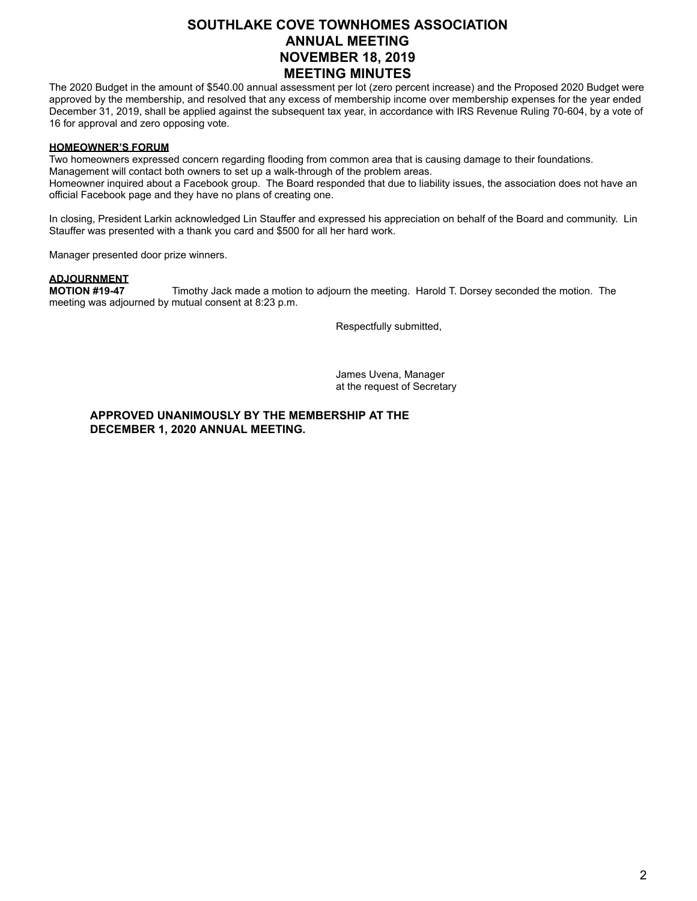# SOUTHLAKE COVE TOWNHOMES ASSOCIATION
# ANNUAL MEETING
# NOVEMBER 18, 2019
# MEETING MINUTES

The 2020 Budget in the amount of $540.00 annual assessment per lot (zero percent increase) and the Proposed 2020 Budget were approved by the membership, and resolved that any excess of membership income over membership expenses for the year ended December 31, 2019, shall be applied against the subsequent tax year, in accordance with IRS Revenue Ruling 70-604, by a vote of 16 for approval and zero opposing vote.

**HOMEOWNER'S FORUM**

Two homeowners expressed concern regarding flooding from common area that is causing damage to their foundations. Management will contact both owners to set up a walk-through of the problem areas.

Homeowner inquired about a Facebook group. The Board responded that due to liability issues, the association does not have an official Facebook page and they have no plans of creating one.

In closing, President Larkin acknowledged Lin Stauffer and expressed his appreciation on behalf of the Board and community. Lin Stauffer was presented with a thank you card and $500 for all her hard work.

Manager presented door prize winners.

**ADJOURNMENT**

**MOTION #19-47** Timothy Jack made a motion to adjourn the meeting. Harold T. Dorsey seconded the motion. The meeting was adjourned by mutual consent at 8:23 p.m.

Respectfully submitted,

James Uvena, Manager
at the request of Secretary

**APPROVED UNANIMOUSLY BY THE MEMBERSHIP AT THE DECEMBER 1, 2020 ANNUAL MEETING.**